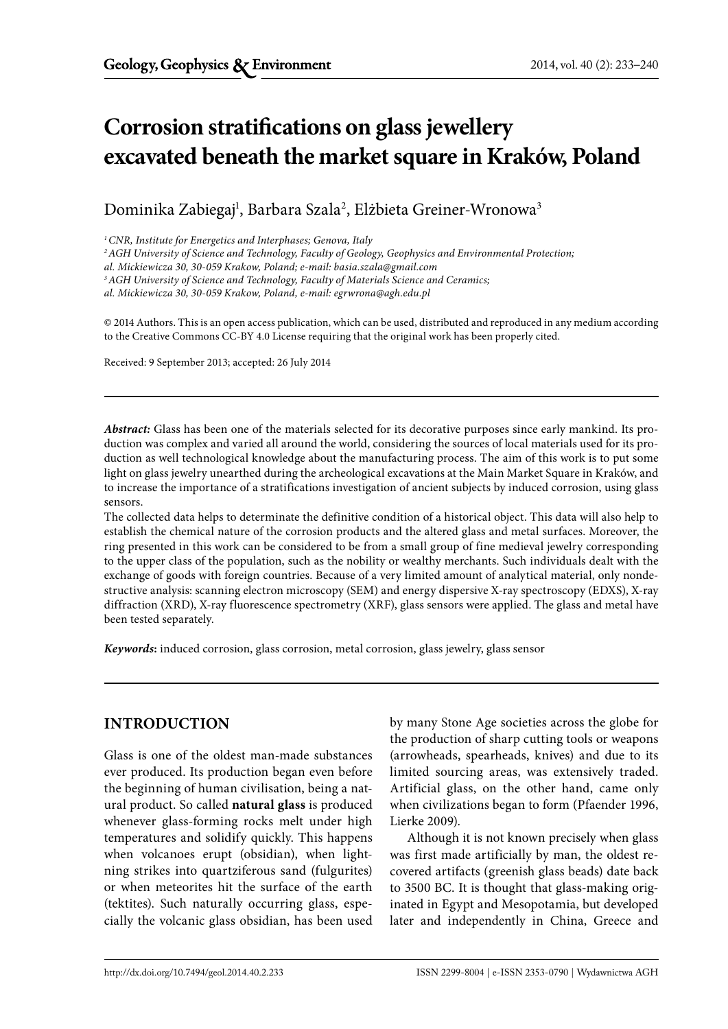# Corrosion stratifications on glass jewellery excavated beneath the market square in Kraków, Poland

Dominika Zabiegaj[1], Barbara Szala[2], Elżbieta Greiner-Wronowa[3]

[1] *CNR, Institute for Energetics and Interphases; Genova, Italy*

[2] *AGH University of Science and Technology, Faculty of Geology, Geophysics and Environmental Protection; al. Mickiewicza 30, 30-059 Krakow, Poland; e-mail: basia.szala@gmail.com*

[3] *AGH University of Science and Technology, Faculty of Materials Science and Ceramics; al. Mickiewicza 30, 30-059 Krakow, Poland, e-mail: egrwrona@agh.edu.pl*

© 2014 Authors. This is an open access publication, which can be used, distributed and reproduced in any medium according to the Creative Commons CC-BY 4.0 License requiring that the original work has been properly cited.

Received: 9 September 2013; accepted: 26 July 2014

***Abstract:*** Glass has been one of the materials selected for its decorative purposes since early mankind. Its production was complex and varied all around the world, considering the sources of local materials used for its production as well technological knowledge about the manufacturing process. The aim of this work is to put some light on glass jewelry unearthed during the archeological excavations at the Main Market Square in Kraków, and to increase the importance of a stratifications investigation of ancient subjects by induced corrosion, using glass sensors.

The collected data helps to determinate the definitive condition of a historical object. This data will also help to establish the chemical nature of the corrosion products and the altered glass and metal surfaces. Moreover, the ring presented in this work can be considered to be from a small group of fine medieval jewelry corresponding to the upper class of the population, such as the nobility or wealthy merchants. Such individuals dealt with the exchange of goods with foreign countries. Because of a very limited amount of analytical material, only nondestructive analysis: scanning electron microscopy (SEM) and energy dispersive X-ray spectroscopy (EDXS), X-ray diffraction (XRD), X-ray fluorescence spectrometry (XRF), glass sensors were applied. The glass and metal have been tested separately.

***Keywords*:** induced corrosion, glass corrosion, metal corrosion, glass jewelry, glass sensor

## INTRODUCTION

Glass is one of the oldest man-made substances ever produced. Its production began even before the beginning of human civilisation, being a natural product. So called **natural glass** is produced whenever glass-forming rocks melt under high temperatures and solidify quickly. This happens when volcanoes erupt (obsidian), when lightning strikes into quartziferous sand (fulgurites) or when meteorites hit the surface of the earth (tektites). Such naturally occurring glass, especially the volcanic glass obsidian, has been used by many Stone Age societies across the globe for the production of sharp cutting tools or weapons (arrowheads, spearheads, knives) and due to its limited sourcing areas, was extensively traded. Artificial glass, on the other hand, came only when civilizations began to form (Pfaender 1996, Lierke 2009).

Although it is not known precisely when glass was first made artificially by man, the oldest recovered artifacts (greenish glass beads) date back to 3500 BC. It is thought that glass-making originated in Egypt and Mesopotamia, but developed later and independently in China, Greece and

http://dx.doi.org/10.7494/geol.2014.40.2.233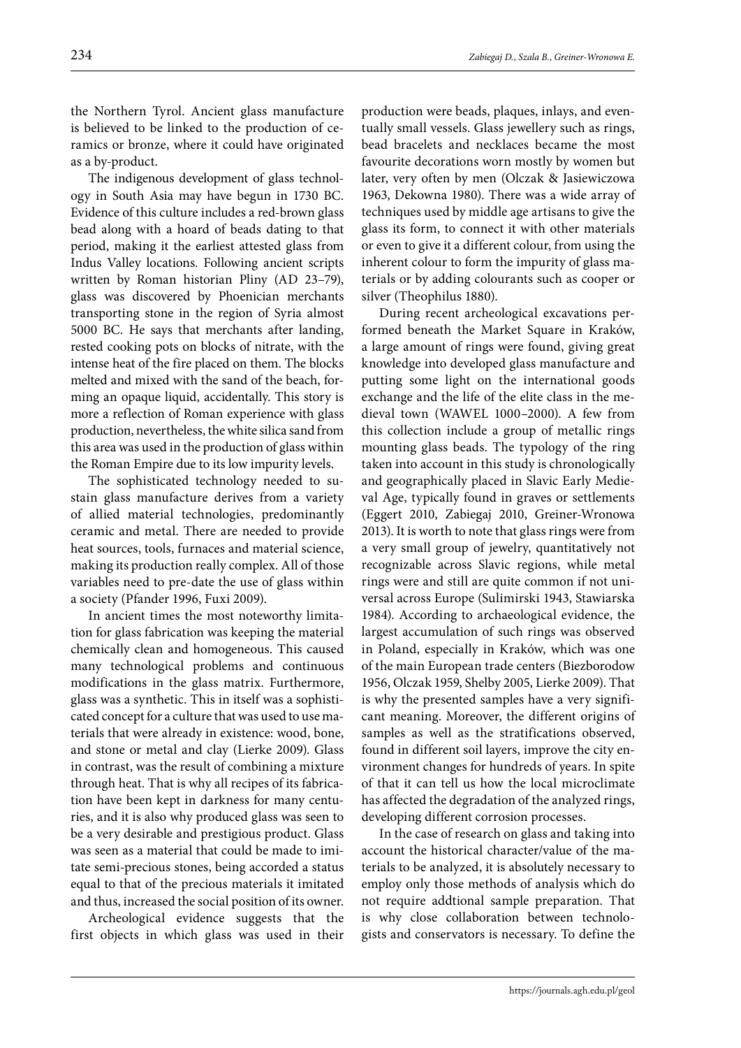the Northern Tyrol. Ancient glass manufacture is believed to be linked to the production of ceramics or bronze, where it could have originated as a by-product.

The indigenous development of glass technology in South Asia may have begun in 1730 BC. Evidence of this culture includes a red-brown glass bead along with a hoard of beads dating to that period, making it the earliest attested glass from Indus Valley locations. Following ancient scripts written by Roman historian Pliny (AD 23–79), glass was discovered by Phoenician merchants transporting stone in the region of Syria almost 5000 BC. He says that merchants after landing, rested cooking pots on blocks of nitrate, with the intense heat of the fire placed on them. The blocks melted and mixed with the sand of the beach, forming an opaque liquid, accidentally. This story is more a reflection of Roman experience with glass production, nevertheless, the white silica sand from this area was used in the production of glass within the Roman Empire due to its low impurity levels.

The sophisticated technology needed to sustain glass manufacture derives from a variety of allied material technologies, predominantly ceramic and metal. There are needed to provide heat sources, tools, furnaces and material science, making its production really complex. All of those variables need to pre-date the use of glass within a society (Pfander 1996, Fuxi 2009).

In ancient times the most noteworthy limitation for glass fabrication was keeping the material chemically clean and homogeneous. This caused many technological problems and continuous modifications in the glass matrix. Furthermore, glass was a synthetic. This in itself was a sophisticated concept for a culture that was used to use materials that were already in existence: wood, bone, and stone or metal and clay (Lierke 2009). Glass in contrast, was the result of combining a mixture through heat. That is why all recipes of its fabrication have been kept in darkness for many centuries, and it is also why produced glass was seen to be a very desirable and prestigious product. Glass was seen as a material that could be made to imitate semi-precious stones, being accorded a status equal to that of the precious materials it imitated and thus, increased the social position of its owner.

Archeological evidence suggests that the first objects in which glass was used in their production were beads, plaques, inlays, and eventually small vessels. Glass jewellery such as rings, bead bracelets and necklaces became the most favourite decorations worn mostly by women but later, very often by men (Olczak & Jasiewiczowa 1963, Dekowna 1980). There was a wide array of techniques used by middle age artisans to give the glass its form, to connect it with other materials or even to give it a different colour, from using the inherent colour to form the impurity of glass materials or by adding colourants such as cooper or silver (Theophilus 1880).

During recent archeological excavations performed beneath the Market Square in Kraków, a large amount of rings were found, giving great knowledge into developed glass manufacture and putting some light on the international goods exchange and the life of the elite class in the medieval town (WAWEL 1000–2000). A few from this collection include a group of metallic rings mounting glass beads. The typology of the ring taken into account in this study is chronologically and geographically placed in Slavic Early Medieval Age, typically found in graves or settlements (Eggert 2010, Zabiegaj 2010, Greiner-Wronowa 2013). It is worth to note that glass rings were from a very small group of jewelry, quantitatively not recognizable across Slavic regions, while metal rings were and still are quite common if not universal across Europe (Sulimirski 1943, Stawiarska 1984). According to archaeological evidence, the largest accumulation of such rings was observed in Poland, especially in Kraków, which was one of the main European trade centers (Biezborodow 1956, Olczak 1959, Shelby 2005, Lierke 2009). That is why the presented samples have a very significant meaning. Moreover, the different origins of samples as well as the stratifications observed, found in different soil layers, improve the city environment changes for hundreds of years. In spite of that it can tell us how the local microclimate has affected the degradation of the analyzed rings, developing different corrosion processes.

In the case of research on glass and taking into account the historical character/value of the materials to be analyzed, it is absolutely necessary to employ only those methods of analysis which do not require addtional sample preparation. That is why close collaboration between technologists and conservators is necessary. To define the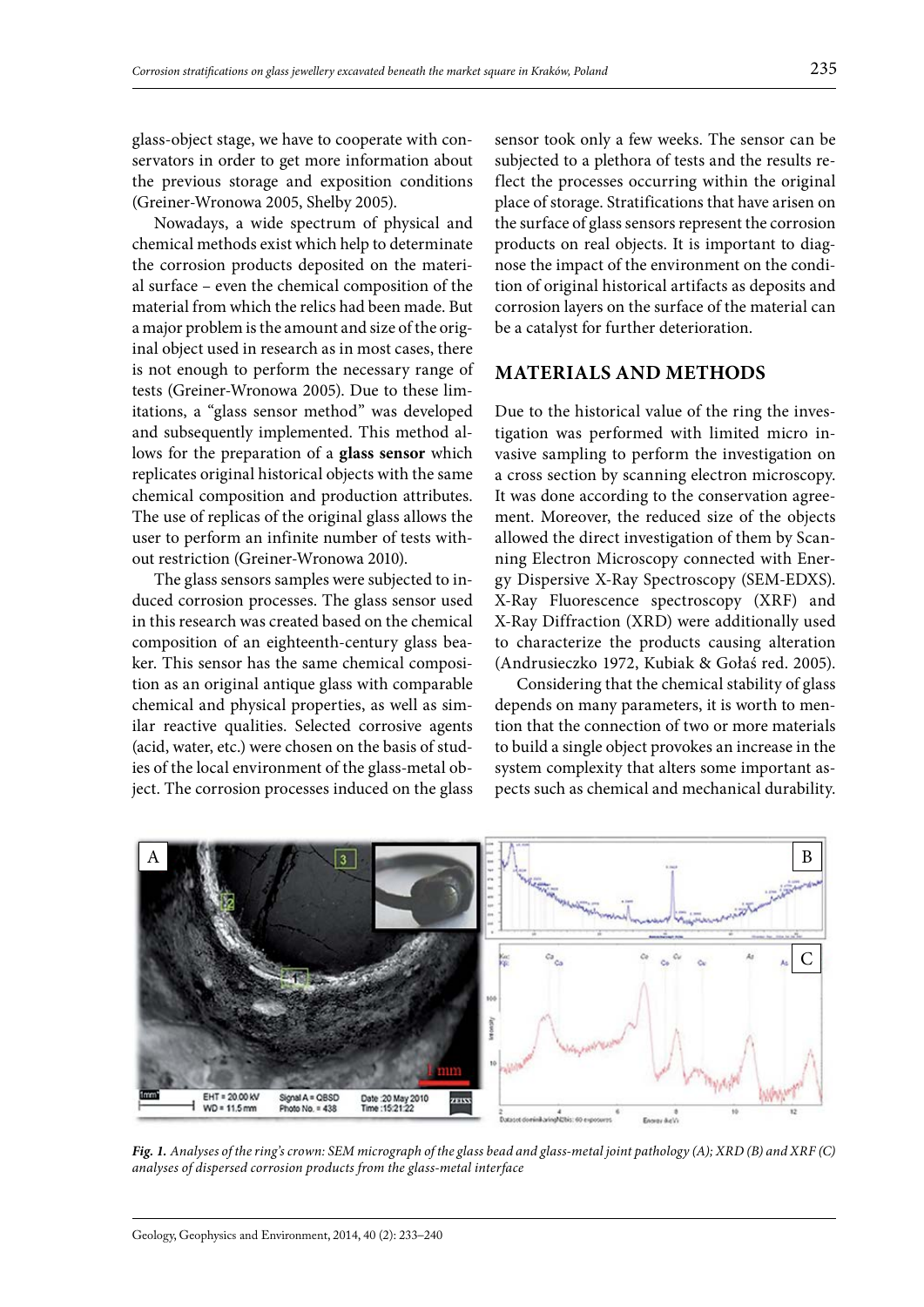glass-object stage, we have to cooperate with conservators in order to get more information about the previous storage and exposition conditions (Greiner-Wronowa 2005, Shelby 2005).

Nowadays, a wide spectrum of physical and chemical methods exist which help to determinate the corrosion products deposited on the material surface – even the chemical composition of the material from which the relics had been made. But a major problem is the amount and size of the original object used in research as in most cases, there is not enough to perform the necessary range of tests (Greiner-Wronowa 2005). Due to these limitations, a "glass sensor method" was developed and subsequently implemented. This method allows for the preparation of a **glass sensor** which replicates original historical objects with the same chemical composition and production attributes. The use of replicas of the original glass allows the user to perform an infinite number of tests without restriction (Greiner-Wronowa 2010).

The glass sensors samples were subjected to induced corrosion processes. The glass sensor used in this research was created based on the chemical composition of an eighteenth-century glass beaker. This sensor has the same chemical composition as an original antique glass with comparable chemical and physical properties, as well as similar reactive qualities. Selected corrosive agents (acid, water, etc.) were chosen on the basis of studies of the local environment of the glass-metal object. The corrosion processes induced on the glass sensor took only a few weeks. The sensor can be subjected to a plethora of tests and the results reflect the processes occurring within the original place of storage. Stratifications that have arisen on the surface of glass sensors represent the corrosion products on real objects. It is important to diagnose the impact of the environment on the condition of original historical artifacts as deposits and corrosion layers on the surface of the material can be a catalyst for further deterioration.

## MATERIALS AND METHODS

Due to the historical value of the ring the investigation was performed with limited micro invasive sampling to perform the investigation on a cross section by scanning electron microscopy. It was done according to the conservation agreement. Moreover, the reduced size of the objects allowed the direct investigation of them by Scanning Electron Microscopy connected with Energy Dispersive X-Ray Spectroscopy (SEM-EDXS). X-Ray Fluorescence spectroscopy (XRF) and X-Ray Diffraction (XRD) were additionally used to characterize the products causing alteration (Andrusieczko 1972, Kubiak & Gołaś red. 2005).

Considering that the chemical stability of glass depends on many parameters, it is worth to mention that the connection of two or more materials to build a single object provokes an increase in the system complexity that alters some important aspects such as chemical and mechanical durability.

*Fig. 1. Analyses of the ring's crown: SEM micrograph of the glass bead and glass-metal joint pathology (A); XRD (B) and XRF (C) analyses of dispersed corrosion products from the glass-metal interface*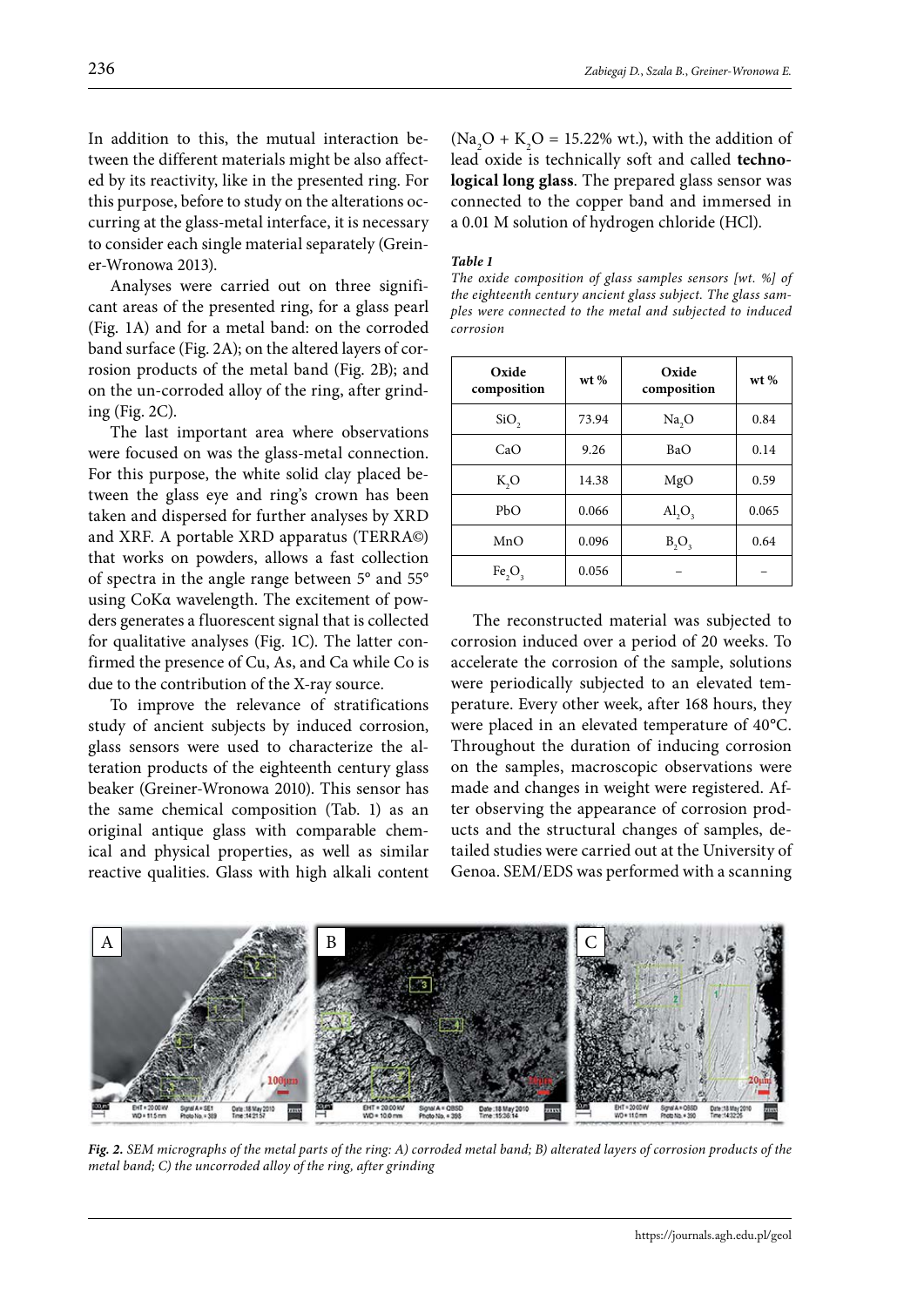In addition to this, the mutual interaction between the different materials might be also affected by its reactivity, like in the presented ring. For this purpose, before to study on the alterations occurring at the glass-metal interface, it is necessary to consider each single material separately (Greiner-Wronowa 2013).

Analyses were carried out on three significant areas of the presented ring, for a glass pearl (Fig. 1A) and for a metal band: on the corroded band surface (Fig. 2A); on the altered layers of corrosion products of the metal band (Fig. 2B); and on the un-corroded alloy of the ring, after grinding (Fig. 2C).

The last important area where observations were focused on was the glass-metal connection. For this purpose, the white solid clay placed between the glass eye and ring's crown has been taken and dispersed for further analyses by XRD and XRF. A portable XRD apparatus (TERRA©) that works on powders, allows a fast collection of spectra in the angle range between 5° and 55° using CoKα wavelength. The excitement of powders generates a fluorescent signal that is collected for qualitative analyses (Fig. 1C). The latter confirmed the presence of Cu, As, and Ca while Co is due to the contribution of the X-ray source.

To improve the relevance of stratifications study of ancient subjects by induced corrosion, glass sensors were used to characterize the alteration products of the eighteenth century glass beaker (Greiner-Wronowa 2010). This sensor has the same chemical composition (Tab. 1) as an original antique glass with comparable chemical and physical properties, as well as similar reactive qualities. Glass with high alkali content ($Na_2O + K_2O$ = 15.22% wt.), with the addition of lead oxide is technically soft and called **technological long glass**. The prepared glass sensor was connected to the copper band and immersed in a 0.01 M solution of hydrogen chloride (HCl).

***Table 1***

*The oxide composition of glass samples sensors [wt. %] of the eighteenth century ancient glass subject. The glass samples were connected to the metal and subjected to induced corrosion*

| Oxide composition | wt % | Oxide composition | wt % |
|---|---|---|---|
| $SiO_2$ | 73.94 | $Na_2O$ | 0.84 |
| CaO | 9.26 | BaO | 0.14 |
| $K_2O$ | 14.38 | MgO | 0.59 |
| PbO | 0.066 | $Al_2O_3$ | 0.065 |
| MnO | 0.096 | $B_2O_3$ | 0.64 |
| $Fe_2O_3$ | 0.056 | – | – |

The reconstructed material was subjected to corrosion induced over a period of 20 weeks. To accelerate the corrosion of the sample, solutions were periodically subjected to an elevated temperature. Every other week, after 168 hours, they were placed in an elevated temperature of 40°C. Throughout the duration of inducing corrosion on the samples, macroscopic observations were made and changes in weight were registered. After observing the appearance of corrosion products and the structural changes of samples, detailed studies were carried out at the University of Genoa. SEM/EDS was performed with a scanning

***Fig. 2.*** *SEM micrographs of the metal parts of the ring: A) corroded metal band; B) alterated layers of corrosion products of the metal band; C) the uncorroded alloy of the ring, after grinding*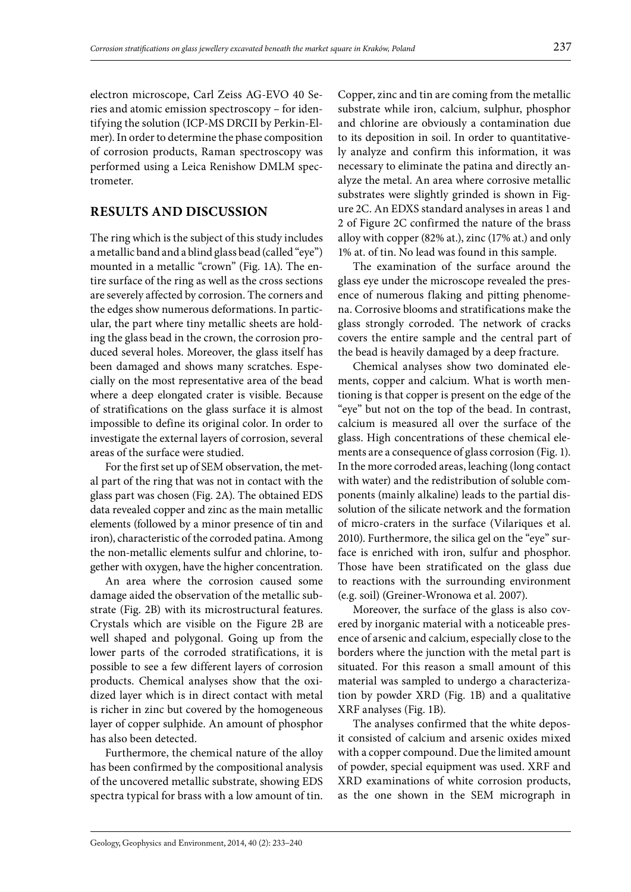electron microscope, Carl Zeiss AG-EVO 40 Series and atomic emission spectroscopy – for identifying the solution (ICP-MS DRCII by Perkin-Elmer). In order to determine the phase composition of corrosion products, Raman spectroscopy was performed using a Leica Renishow DMLM spectrometer.

## RESULTS AND DISCUSSION

The ring which is the subject of this study includes a metallic band and a blind glass bead (called "eye") mounted in a metallic "crown" (Fig. 1A). The entire surface of the ring as well as the cross sections are severely affected by corrosion. The corners and the edges show numerous deformations. In particular, the part where tiny metallic sheets are holding the glass bead in the crown, the corrosion produced several holes. Moreover, the glass itself has been damaged and shows many scratches. Especially on the most representative area of the bead where a deep elongated crater is visible. Because of stratifications on the glass surface it is almost impossible to define its original color. In order to investigate the external layers of corrosion, several areas of the surface were studied.

For the first set up of SEM observation, the metal part of the ring that was not in contact with the glass part was chosen (Fig. 2A). The obtained EDS data revealed copper and zinc as the main metallic elements (followed by a minor presence of tin and iron), characteristic of the corroded patina. Among the non-metallic elements sulfur and chlorine, together with oxygen, have the higher concentration.

An area where the corrosion caused some damage aided the observation of the metallic substrate (Fig. 2B) with its microstructural features. Crystals which are visible on the Figure 2B are well shaped and polygonal. Going up from the lower parts of the corroded stratifications, it is possible to see a few different layers of corrosion products. Chemical analyses show that the oxidized layer which is in direct contact with metal is richer in zinc but covered by the homogeneous layer of copper sulphide. An amount of phosphor has also been detected.

Furthermore, the chemical nature of the alloy has been confirmed by the compositional analysis of the uncovered metallic substrate, showing EDS spectra typical for brass with a low amount of tin. Copper, zinc and tin are coming from the metallic substrate while iron, calcium, sulphur, phosphor and chlorine are obviously a contamination due to its deposition in soil. In order to quantitatively analyze and confirm this information, it was necessary to eliminate the patina and directly analyze the metal. An area where corrosive metallic substrates were slightly grinded is shown in Figure 2C. An EDXS standard analyses in areas 1 and 2 of Figure 2C confirmed the nature of the brass alloy with copper (82% at.), zinc (17% at.) and only 1% at. of tin. No lead was found in this sample.

The examination of the surface around the glass eye under the microscope revealed the presence of numerous flaking and pitting phenomena. Corrosive blooms and stratifications make the glass strongly corroded. The network of cracks covers the entire sample and the central part of the bead is heavily damaged by a deep fracture.

Chemical analyses show two dominated elements, copper and calcium. What is worth mentioning is that copper is present on the edge of the "eye" but not on the top of the bead. In contrast, calcium is measured all over the surface of the glass. High concentrations of these chemical elements are a consequence of glass corrosion (Fig. 1). In the more corroded areas, leaching (long contact with water) and the redistribution of soluble components (mainly alkaline) leads to the partial dissolution of the silicate network and the formation of micro-craters in the surface (Vilariques et al. 2010). Furthermore, the silica gel on the "eye" surface is enriched with iron, sulfur and phosphor. Those have been stratificated on the glass due to reactions with the surrounding environment (e.g. soil) (Greiner-Wronowa et al. 2007).

Moreover, the surface of the glass is also covered by inorganic material with a noticeable presence of arsenic and calcium, especially close to the borders where the junction with the metal part is situated. For this reason a small amount of this material was sampled to undergo a characterization by powder XRD (Fig. 1B) and a qualitative XRF analyses (Fig. 1B).

The analyses confirmed that the white deposit consisted of calcium and arsenic oxides mixed with a copper compound. Due the limited amount of powder, special equipment was used. XRF and XRD examinations of white corrosion products, as the one shown in the SEM micrograph in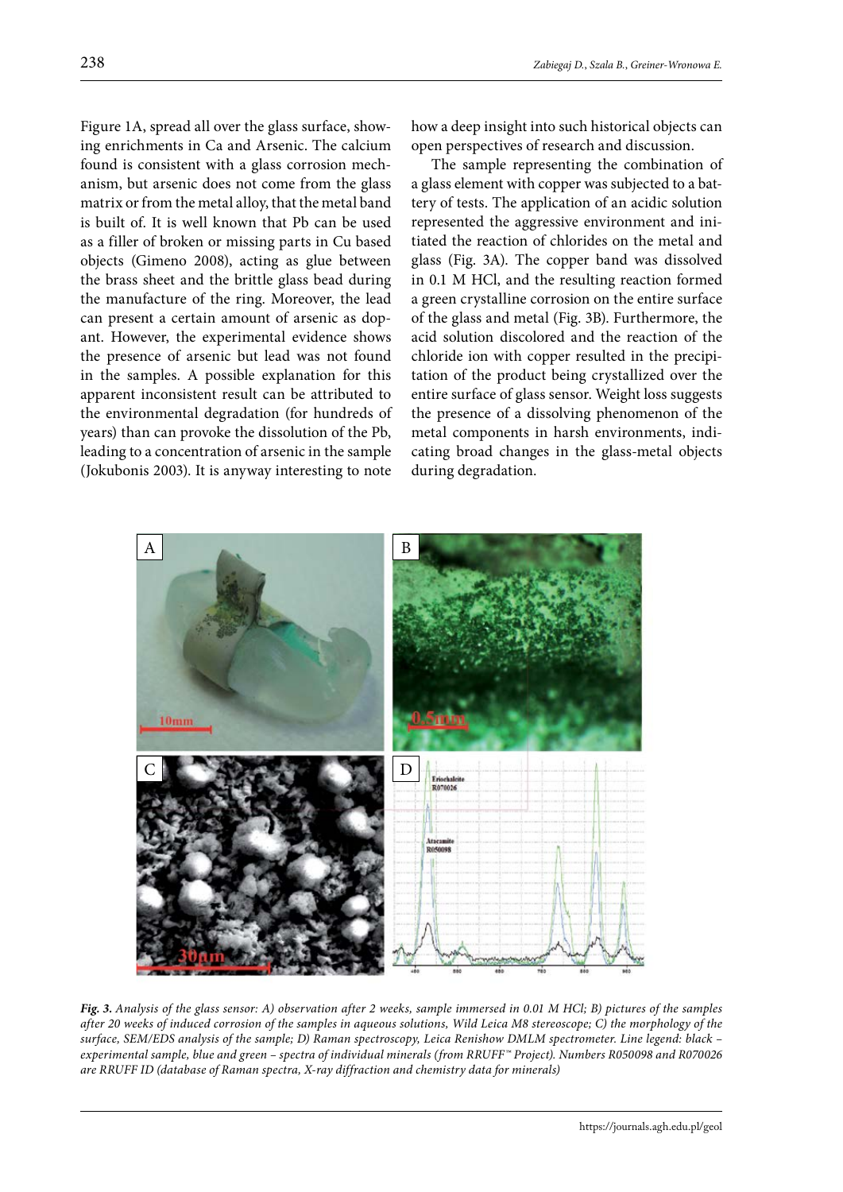Figure 1A, spread all over the glass surface, showing enrichments in Ca and Arsenic. The calcium found is consistent with a glass corrosion mechanism, but arsenic does not come from the glass matrix or from the metal alloy, that the metal band is built of. It is well known that Pb can be used as a filler of broken or missing parts in Cu based objects (Gimeno 2008), acting as glue between the brass sheet and the brittle glass bead during the manufacture of the ring. Moreover, the lead can present a certain amount of arsenic as dopant. However, the experimental evidence shows the presence of arsenic but lead was not found in the samples. A possible explanation for this apparent inconsistent result can be attributed to the environmental degradation (for hundreds of years) than can provoke the dissolution of the Pb, leading to a concentration of arsenic in the sample (Jokubonis 2003). It is anyway interesting to note how a deep insight into such historical objects can open perspectives of research and discussion.

The sample representing the combination of a glass element with copper was subjected to a battery of tests. The application of an acidic solution represented the aggressive environment and initiated the reaction of chlorides on the metal and glass (Fig. 3A). The copper band was dissolved in 0.1 M HCl, and the resulting reaction formed a green crystalline corrosion on the entire surface of the glass and metal (Fig. 3B). Furthermore, the acid solution discolored and the reaction of the chloride ion with copper resulted in the precipitation of the product being crystallized over the entire surface of glass sensor. Weight loss suggests the presence of a dissolving phenomenon of the metal components in harsh environments, indicating broad changes in the glass-metal objects during degradation.

***Fig. 3.*** *Analysis of the glass sensor: A) observation after 2 weeks, sample immersed in 0.01 M HCl; B) pictures of the samples after 20 weeks of induced corrosion of the samples in aqueous solutions, Wild Leica M8 stereoscope; C) the morphology of the surface, SEM/EDS analysis of the sample; D) Raman spectroscopy, Leica Renishow DMLM spectrometer. Line legend: black – experimental sample, blue and green – spectra of individual minerals (from RRUFF™ Project). Numbers R050098 and R070026 are RRUFF ID (database of Raman spectra, X-ray diffraction and chemistry data for minerals)*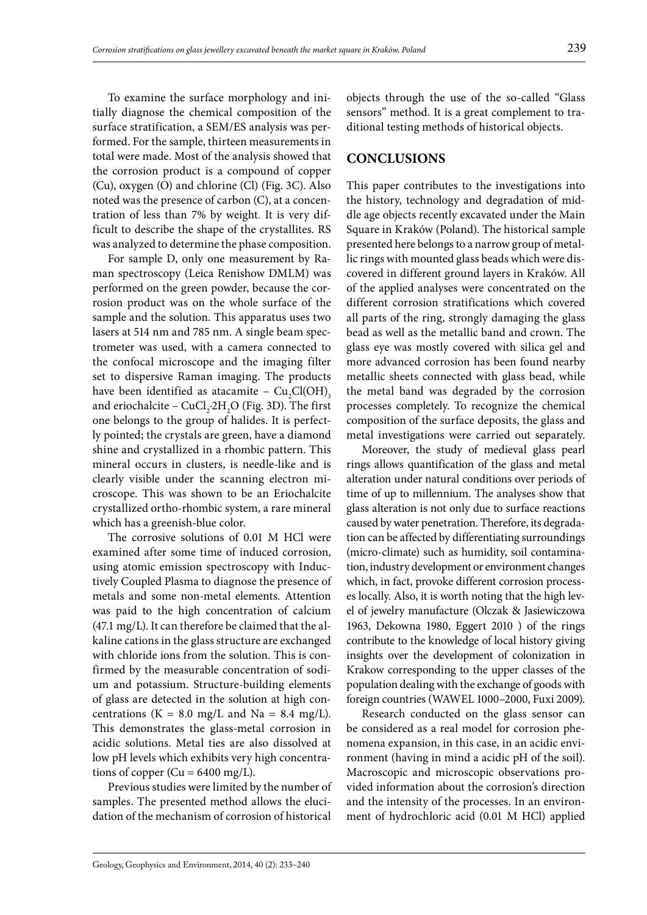To examine the surface morphology and initially diagnose the chemical composition of the surface stratification, a SEM/ES analysis was performed. For the sample, thirteen measurements in total were made. Most of the analysis showed that the corrosion product is a compound of copper (Cu), oxygen (O) and chlorine (Cl) (Fig. 3C). Also noted was the presence of carbon (C), at a concentration of less than 7% by weight. It is very difficult to describe the shape of the crystallites. RS was analyzed to determine the phase composition.

For sample D, only one measurement by Raman spectroscopy (Leica Renishow DMLM) was performed on the green powder, because the corrosion product was on the whole surface of the sample and the solution. This apparatus uses two lasers at 514 nm and 785 nm. A single beam spectrometer was used, with a camera connected to the confocal microscope and the imaging filter set to dispersive Raman imaging. The products have been identified as atacamite – $Cu_2Cl(OH)_3$ and eriochalcite – $CuCl_2{\cdot}2H_2O$ (Fig. 3D). The first one belongs to the group of halides. It is perfectly pointed; the crystals are green, have a diamond shine and crystallized in a rhombic pattern. This mineral occurs in clusters, is needle-like and is clearly visible under the scanning electron microscope. This was shown to be an Eriochalcite crystallized ortho-rhombic system, a rare mineral which has a greenish-blue color.

The corrosive solutions of 0.01 M HCl were examined after some time of induced corrosion, using atomic emission spectroscopy with Inductively Coupled Plasma to diagnose the presence of metals and some non-metal elements. Attention was paid to the high concentration of calcium (47.1 mg/L). It can therefore be claimed that the alkaline cations in the glass structure are exchanged with chloride ions from the solution. This is confirmed by the measurable concentration of sodium and potassium. Structure-building elements of glass are detected in the solution at high concentrations (K = 8.0 mg/L and Na = 8.4 mg/L). This demonstrates the glass-metal corrosion in acidic solutions. Metal ties are also dissolved at low pH levels which exhibits very high concentrations of copper (Cu = 6400 mg/L).

Previous studies were limited by the number of samples. The presented method allows the elucidation of the mechanism of corrosion of historical objects through the use of the so-called "Glass sensors" method. It is a great complement to traditional testing methods of historical objects.

## CONCLUSIONS

This paper contributes to the investigations into the history, technology and degradation of middle age objects recently excavated under the Main Square in Kraków (Poland). The historical sample presented here belongs to a narrow group of metallic rings with mounted glass beads which were discovered in different ground layers in Kraków. All of the applied analyses were concentrated on the different corrosion stratifications which covered all parts of the ring, strongly damaging the glass bead as well as the metallic band and crown. The glass eye was mostly covered with silica gel and more advanced corrosion has been found nearby metallic sheets connected with glass bead, while the metal band was degraded by the corrosion processes completely. To recognize the chemical composition of the surface deposits, the glass and metal investigations were carried out separately.

Moreover, the study of medieval glass pearl rings allows quantification of the glass and metal alteration under natural conditions over periods of time of up to millennium. The analyses show that glass alteration is not only due to surface reactions caused by water penetration. Therefore, its degradation can be affected by differentiating surroundings (micro-climate) such as humidity, soil contamination, industry development or environment changes which, in fact, provoke different corrosion processes locally. Also, it is worth noting that the high level of jewelry manufacture (Olczak & Jasiewiczowa 1963, Dekowna 1980, Eggert 2010 ) of the rings contribute to the knowledge of local history giving insights over the development of colonization in Krakow corresponding to the upper classes of the population dealing with the exchange of goods with foreign countries (WAWEL 1000–2000, Fuxi 2009).

Research conducted on the glass sensor can be considered as a real model for corrosion phenomena expansion, in this case, in an acidic environment (having in mind a acidic pH of the soil). Macroscopic and microscopic observations provided information about the corrosion's direction and the intensity of the processes. In an environment of hydrochloric acid (0.01 M HCl) applied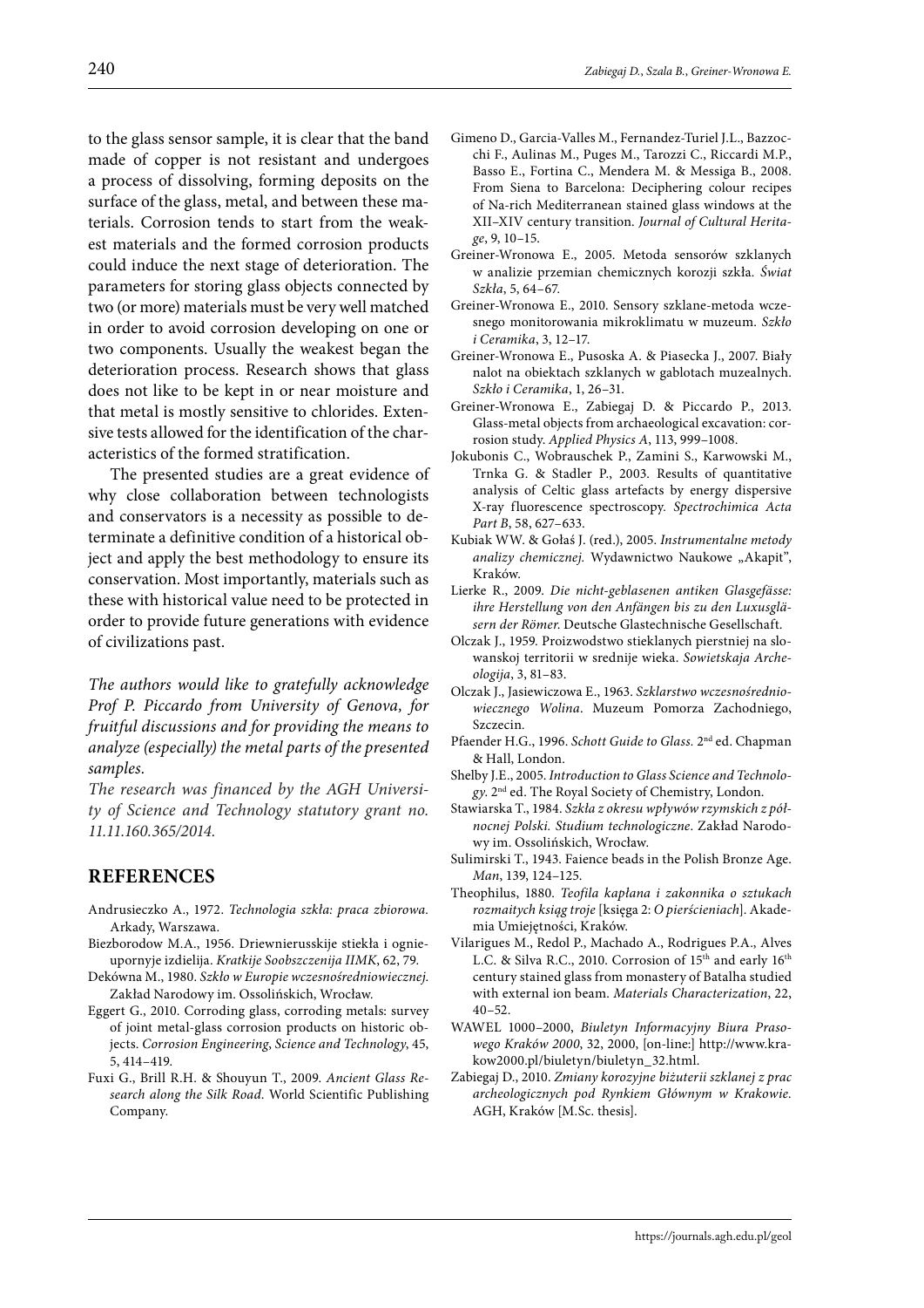to the glass sensor sample, it is clear that the band made of copper is not resistant and undergoes a process of dissolving, forming deposits on the surface of the glass, metal, and between these materials. Corrosion tends to start from the weakest materials and the formed corrosion products could induce the next stage of deterioration. The parameters for storing glass objects connected by two (or more) materials must be very well matched in order to avoid corrosion developing on one or two components. Usually the weakest began the deterioration process. Research shows that glass does not like to be kept in or near moisture and that metal is mostly sensitive to chlorides. Extensive tests allowed for the identification of the characteristics of the formed stratification.

The presented studies are a great evidence of why close collaboration between technologists and conservators is a necessity as possible to determinate a definitive condition of a historical object and apply the best methodology to ensure its conservation. Most importantly, materials such as these with historical value need to be protected in order to provide future generations with evidence of civilizations past.

*The authors would like to gratefully acknowledge Prof P. Piccardo from University of Genova, for fruitful discussions and for providing the means to analyze (especially) the metal parts of the presented samples.*

*The research was financed by the AGH University of Science and Technology statutory grant no. 11.11.160.365/2014.*

## REFERENCES

Andrusieczko A., 1972. *Technologia szkła: praca zbiorowa*. Arkady, Warszawa.

Biezborodow M.A., 1956. Driewnierusskije stiekła i ognieupornyje izdielija. *Kratkije Soobszczenija IIMK*, 62, 79.

Dekówna M., 1980. *Szkło w Europie wczesnośredniowiecznej*. Zakład Narodowy im. Ossolińskich, Wrocław.

Eggert G., 2010. Corroding glass, corroding metals: survey of joint metal-glass corrosion products on historic objects. *Corrosion Engineering, Science and Technology*, 45, 5, 414–419.

Fuxi G., Brill R.H. & Shouyun T., 2009. *Ancient Glass Research along the Silk Road*. World Scientific Publishing Company.

Gimeno D., Garcia-Valles M., Fernandez-Turiel J.L., Bazzocchi F., Aulinas M., Puges M., Tarozzi C., Riccardi M.P., Basso E., Fortina C., Mendera M. & Messiga B., 2008. From Siena to Barcelona: Deciphering colour recipes of Na-rich Mediterranean stained glass windows at the XII–XIV century transition. *Journal of Cultural Heritage*, 9, 10–15.

Greiner-Wronowa E., 2005. Metoda sensorów szklanych w analizie przemian chemicznych korozji szkła. *Świat Szkła*, 5, 64–67.

Greiner-Wronowa E., 2010. Sensory szklane-metoda wczesnego monitorowania mikroklimatu w muzeum. *Szkło i Ceramika*, 3, 12–17.

Greiner-Wronowa E., Pusoska A. & Piasecka J., 2007. Biały nalot na obiektach szklanych w gablotach muzealnych. *Szkło i Ceramika*, 1, 26–31.

Greiner-Wronowa E., Zabiegaj D. & Piccardo P., 2013. Glass-metal objects from archaeological excavation: corrosion study. *Applied Physics A*, 113, 999–1008.

Jokubonis C., Wobrauschek P., Zamini S., Karwowski M., Trnka G. & Stadler P., 2003. Results of quantitative analysis of Celtic glass artefacts by energy dispersive X-ray fluorescence spectroscopy. *Spectrochimica Acta Part B*, 58, 627–633.

Kubiak WW. & Gołaś J. (red.), 2005. *Instrumentalne metody analizy chemicznej*. Wydawnictwo Naukowe „Akapit", Kraków.

Lierke R., 2009. *Die nicht-geblasenen antiken Glasgefässe: ihre Herstellung von den Anfängen bis zu den Luxusgläsern der Römer*. Deutsche Glastechnische Gesellschaft.

Olczak J., 1959. Proizwodstwo stieklanych pierstniej na slowanskoj territorii w srednije wieka. *Sowietskaja Archeologija*, 3, 81–83.

Olczak J., Jasiewiczowa E., 1963. *Szklarstwo wczesnośredniowiecznego Wolina*. Muzeum Pomorza Zachodniego, Szczecin.

Pfaender H.G., 1996. *Schott Guide to Glass*. 2nd ed. Chapman & Hall, London.

Shelby J.E., 2005. *Introduction to Glass Science and Technology*. 2nd ed. The Royal Society of Chemistry, London.

Stawiarska T., 1984. *Szkła z okresu wpływów rzymskich z północnej Polski. Studium technologiczne*. Zakład Narodowy im. Ossolińskich, Wrocław.

Sulimirski T., 1943. Faience beads in the Polish Bronze Age. *Man*, 139, 124–125.

Theophilus, 1880. *Teofila kapłana i zakonnika o sztukach rozmaitych ksiąg troje* [księga 2: *O pierścieniach*]. Akademia Umiejętności, Kraków.

Vilarigues M., Redol P., Machado A., Rodrigues P.A., Alves L.C. & Silva R.C., 2010. Corrosion of 15th and early 16th century stained glass from monastery of Batalha studied with external ion beam. *Materials Characterization*, 22, 40–52.

WAWEL 1000–2000, *Biuletyn Informacyjny Biura Prasowego Kraków 2000*, 32, 2000, [on-line:] http://www.krakow2000.pl/biuletyn/biuletyn_32.html.

Zabiegaj D., 2010. *Zmiany korozyjne biżuterii szklanej z prac archeologicznych pod Rynkiem Głównym w Krakowie*. AGH, Kraków [M.Sc. thesis].